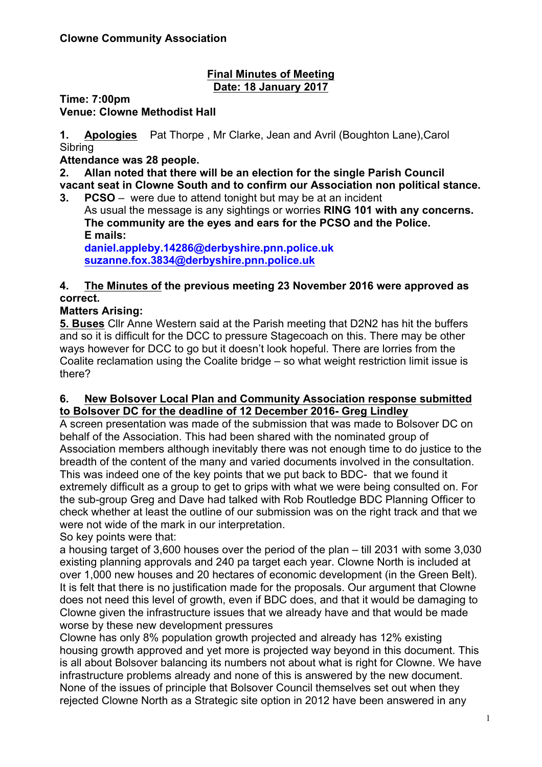**Clowne Community Association**

**Final Minutes of Meeting**
**Date: 18 January 2017**

**Time: 7:00pm**
**Venue: Clowne Methodist Hall**

**1. Apologies** Pat Thorpe , Mr Clarke, Jean and Avril (Boughton Lane),Carol Sibring

**Attendance was 28 people.**

**2. Allan noted that there will be an election for the single Parish Council vacant seat in Clowne South and to confirm our Association non political stance.**

**3. PCSO** – were due to attend tonight but may be at an incident
As usual the message is any sightings or worries **RING 101 with any concerns. The community are the eyes and ears for the PCSO and the Police.**
**E mails:**
**daniel.appleby.14286@derbyshire.pnn.police.uk**
**suzanne.fox.3834@derbyshire.pnn.police.uk**

**4. The Minutes of the previous meeting 23 November 2016 were approved as correct.**

**Matters Arising:**

**5. Buses** Cllr Anne Western said at the Parish meeting that D2N2 has hit the buffers and so it is difficult for the DCC to pressure Stagecoach on this. There may be other ways however for DCC to go but it doesn't look hopeful. There are lorries from the Coalite reclamation using the Coalite bridge – so what weight restriction limit issue is there?

**6. New Bolsover Local Plan and Community Association response submitted to Bolsover DC for the deadline of 12 December 2016- Greg Lindley**

A screen presentation was made of the submission that was made to Bolsover DC on behalf of the Association. This had been shared with the nominated group of Association members although inevitably there was not enough time to do justice to the breadth of the content of the many and varied documents involved in the consultation. This was indeed one of the key points that we put back to BDC- that we found it extremely difficult as a group to get to grips with what we were being consulted on. For the sub-group Greg and Dave had talked with Rob Routledge BDC Planning Officer to check whether at least the outline of our submission was on the right track and that we were not wide of the mark in our interpretation.

So key points were that:

a housing target of 3,600 houses over the period of the plan – till 2031 with some 3,030 existing planning approvals and 240 pa target each year. Clowne North is included at over 1,000 new houses and 20 hectares of economic development (in the Green Belt). It is felt that there is no justification made for the proposals. Our argument that Clowne does not need this level of growth, even if BDC does, and that it would be damaging to Clowne given the infrastructure issues that we already have and that would be made worse by these new development pressures

Clowne has only 8% population growth projected and already has 12% existing housing growth approved and yet more is projected way beyond in this document. This is all about Bolsover balancing its numbers not about what is right for Clowne. We have infrastructure problems already and none of this is answered by the new document. None of the issues of principle that Bolsover Council themselves set out when they rejected Clowne North as a Strategic site option in 2012 have been answered in any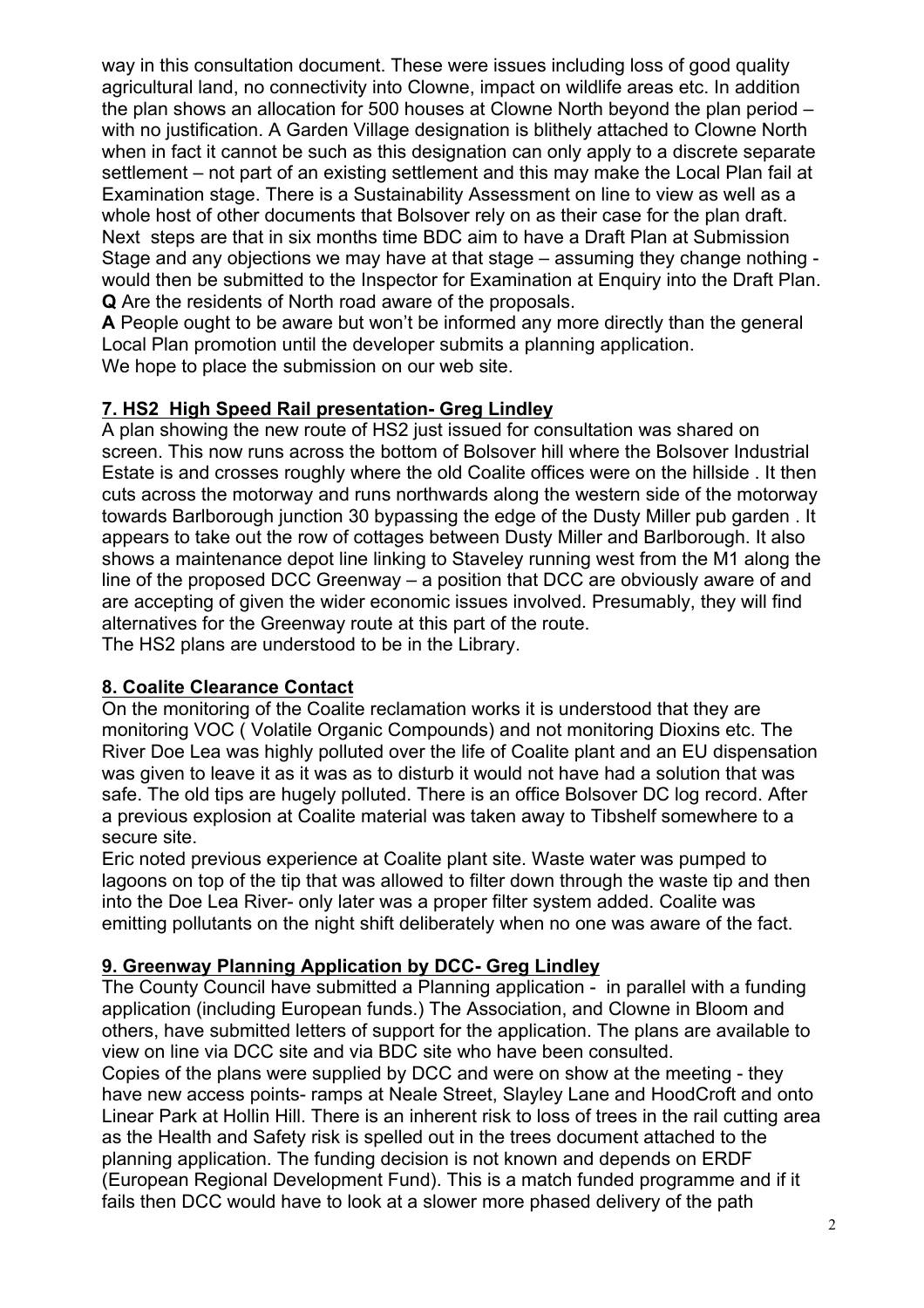way in this consultation document. These were issues including loss of good quality agricultural land, no connectivity into Clowne, impact on wildlife areas etc. In addition the plan shows an allocation for 500 houses at Clowne North beyond the plan period – with no justification. A Garden Village designation is blithely attached to Clowne North when in fact it cannot be such as this designation can only apply to a discrete separate settlement – not part of an existing settlement and this may make the Local Plan fail at Examination stage. There is a Sustainability Assessment on line to view as well as a whole host of other documents that Bolsover rely on as their case for the plan draft. Next steps are that in six months time BDC aim to have a Draft Plan at Submission Stage and any objections we may have at that stage – assuming they change nothing - would then be submitted to the Inspector for Examination at Enquiry into the Draft Plan.
**Q** Are the residents of North road aware of the proposals.
**A** People ought to be aware but won't be informed any more directly than the general Local Plan promotion until the developer submits a planning application.
We hope to place the submission on our web site.

## 7. HS2 High Speed Rail presentation- Greg Lindley

A plan showing the new route of HS2 just issued for consultation was shared on screen. This now runs across the bottom of Bolsover hill where the Bolsover Industrial Estate is and crosses roughly where the old Coalite offices were on the hillside . It then cuts across the motorway and runs northwards along the western side of the motorway towards Barlborough junction 30 bypassing the edge of the Dusty Miller pub garden . It appears to take out the row of cottages between Dusty Miller and Barlborough. It also shows a maintenance depot line linking to Staveley running west from the M1 along the line of the proposed DCC Greenway – a position that DCC are obviously aware of and are accepting of given the wider economic issues involved. Presumably, they will find alternatives for the Greenway route at this part of the route.
The HS2 plans are understood to be in the Library.

## 8. Coalite Clearance Contact

On the monitoring of the Coalite reclamation works it is understood that they are monitoring VOC ( Volatile Organic Compounds) and not monitoring Dioxins etc. The River Doe Lea was highly polluted over the life of Coalite plant and an EU dispensation was given to leave it as it was as to disturb it would not have had a solution that was safe. The old tips are hugely polluted. There is an office Bolsover DC log record. After a previous explosion at Coalite material was taken away to Tibshelf somewhere to a secure site.

Eric noted previous experience at Coalite plant site. Waste water was pumped to lagoons on top of the tip that was allowed to filter down through the waste tip and then into the Doe Lea River- only later was a proper filter system added. Coalite was emitting pollutants on the night shift deliberately when no one was aware of the fact.

## 9. Greenway Planning Application by DCC- Greg Lindley

The County Council have submitted a Planning application - in parallel with a funding application (including European funds.) The Association, and Clowne in Bloom and others, have submitted letters of support for the application. The plans are available to view on line via DCC site and via BDC site who have been consulted.
Copies of the plans were supplied by DCC and were on show at the meeting - they have new access points- ramps at Neale Street, Slayley Lane and HoodCroft and onto Linear Park at Hollin Hill. There is an inherent risk to loss of trees in the rail cutting area as the Health and Safety risk is spelled out in the trees document attached to the planning application. The funding decision is not known and depends on ERDF (European Regional Development Fund). This is a match funded programme and if it fails then DCC would have to look at a slower more phased delivery of the path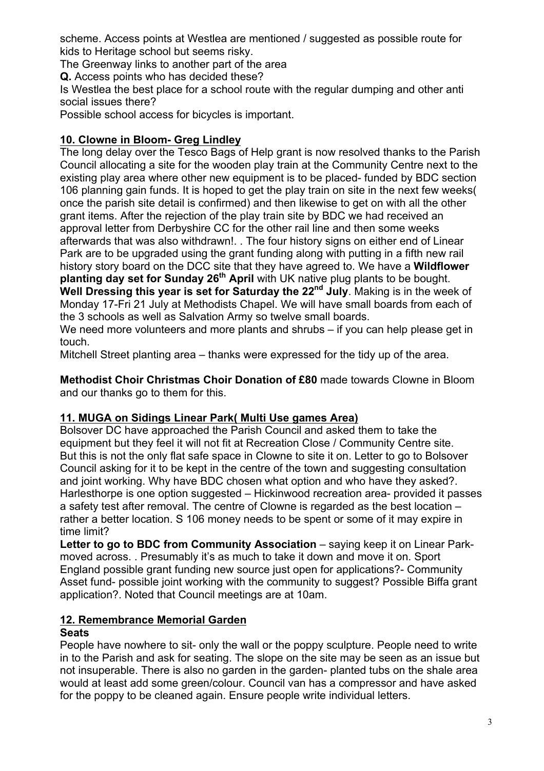scheme. Access points at Westlea are mentioned / suggested as possible route for kids to Heritage school but seems risky.

The Greenway links to another part of the area

**Q.** Access points who has decided these?

Is Westlea the best place for a school route with the regular dumping and other anti social issues there?

Possible school access for bicycles is important.

## 10. Clowne in Bloom- Greg Lindley

The long delay over the Tesco Bags of Help grant is now resolved thanks to the Parish Council allocating a site for the wooden play train at the Community Centre next to the existing play area where other new equipment is to be placed- funded by BDC section 106 planning gain funds. It is hoped to get the play train on site in the next few weeks( once the parish site detail is confirmed) and then likewise to get on with all the other grant items. After the rejection of the play train site by BDC we had received an approval letter from Derbyshire CC for the other rail line and then some weeks afterwards that was also withdrawn!. . The four history signs on either end of Linear Park are to be upgraded using the grant funding along with putting in a fifth new rail history story board on the DCC site that they have agreed to. We have a **Wildflower planting day set for Sunday 26th April** with UK native plug plants to be bought. **Well Dressing this year is set for Saturday the 22nd July**. Making is in the week of Monday 17-Fri 21 July at Methodists Chapel. We will have small boards from each of the 3 schools as well as Salvation Army so twelve small boards.

We need more volunteers and more plants and shrubs – if you can help please get in touch.

Mitchell Street planting area – thanks were expressed for the tidy up of the area.

**Methodist Choir Christmas Choir Donation of £80** made towards Clowne in Bloom and our thanks go to them for this.

## 11. MUGA on Sidings Linear Park( Multi Use games Area)

Bolsover DC have approached the Parish Council and asked them to take the equipment but they feel it will not fit at Recreation Close / Community Centre site. But this is not the only flat safe space in Clowne to site it on. Letter to go to Bolsover Council asking for it to be kept in the centre of the town and suggesting consultation and joint working. Why have BDC chosen what option and who have they asked?. Harlesthorpe is one option suggested – Hickinwood recreation area- provided it passes a safety test after removal. The centre of Clowne is regarded as the best location – rather a better location. S 106 money needs to be spent or some of it may expire in time limit?

**Letter to go to BDC from Community Association** – saying keep it on Linear Park- moved across. . Presumably it's as much to take it down and move it on. Sport England possible grant funding new source just open for applications?- Community Asset fund- possible joint working with the community to suggest? Possible Biffa grant application?. Noted that Council meetings are at 10am.

## 12. Remembrance Memorial Garden

**Seats**

People have nowhere to sit- only the wall or the poppy sculpture. People need to write in to the Parish and ask for seating. The slope on the site may be seen as an issue but not insuperable. There is also no garden in the garden- planted tubs on the shale area would at least add some green/colour. Council van has a compressor and have asked for the poppy to be cleaned again. Ensure people write individual letters.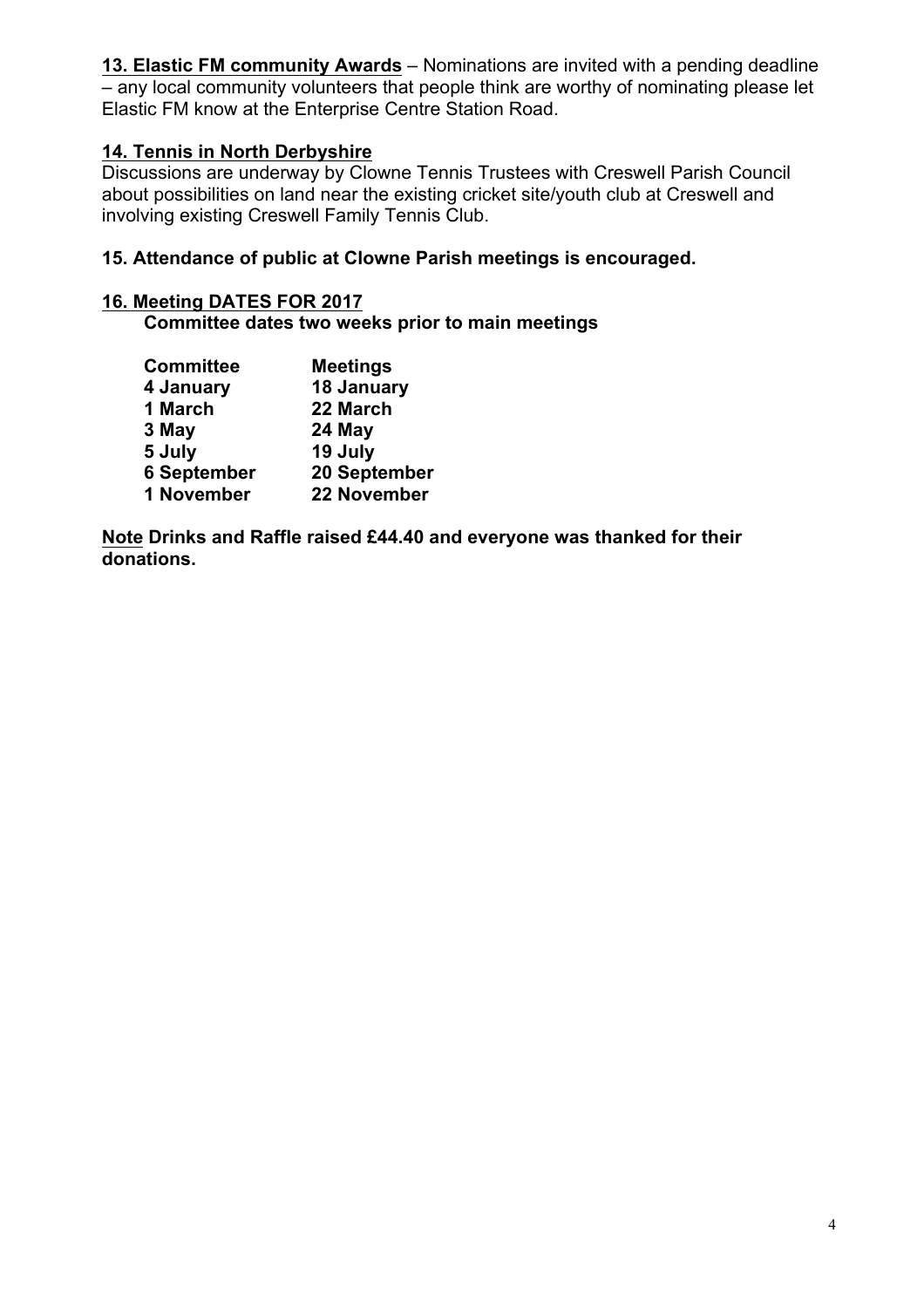**<u>13. Elastic FM community Awards</u>** – Nominations are invited with a pending deadline – any local community volunteers that people think are worthy of nominating please let Elastic FM know at the Enterprise Centre Station Road.

**<u>14. Tennis in North Derbyshire</u>**

Discussions are underway by Clowne Tennis Trustees with Creswell Parish Council about possibilities on land near the existing cricket site/youth club at Creswell and involving existing Creswell Family Tennis Club.

**15. Attendance of public at Clowne Parish meetings is encouraged.**

**<u>16. Meeting DATES FOR 2017</u>**

**Committee dates two weeks prior to main meetings**

| Committee | Meetings |
|---|---|
| 4 January | 18 January |
| 1 March | 22 March |
| 3 May | 24 May |
| 5 July | 19 July |
| 6 September | 20 September |
| 1 November | 22 November |

**<u>Note</u> Drinks and Raffle raised £44.40 and everyone was thanked for their donations.**